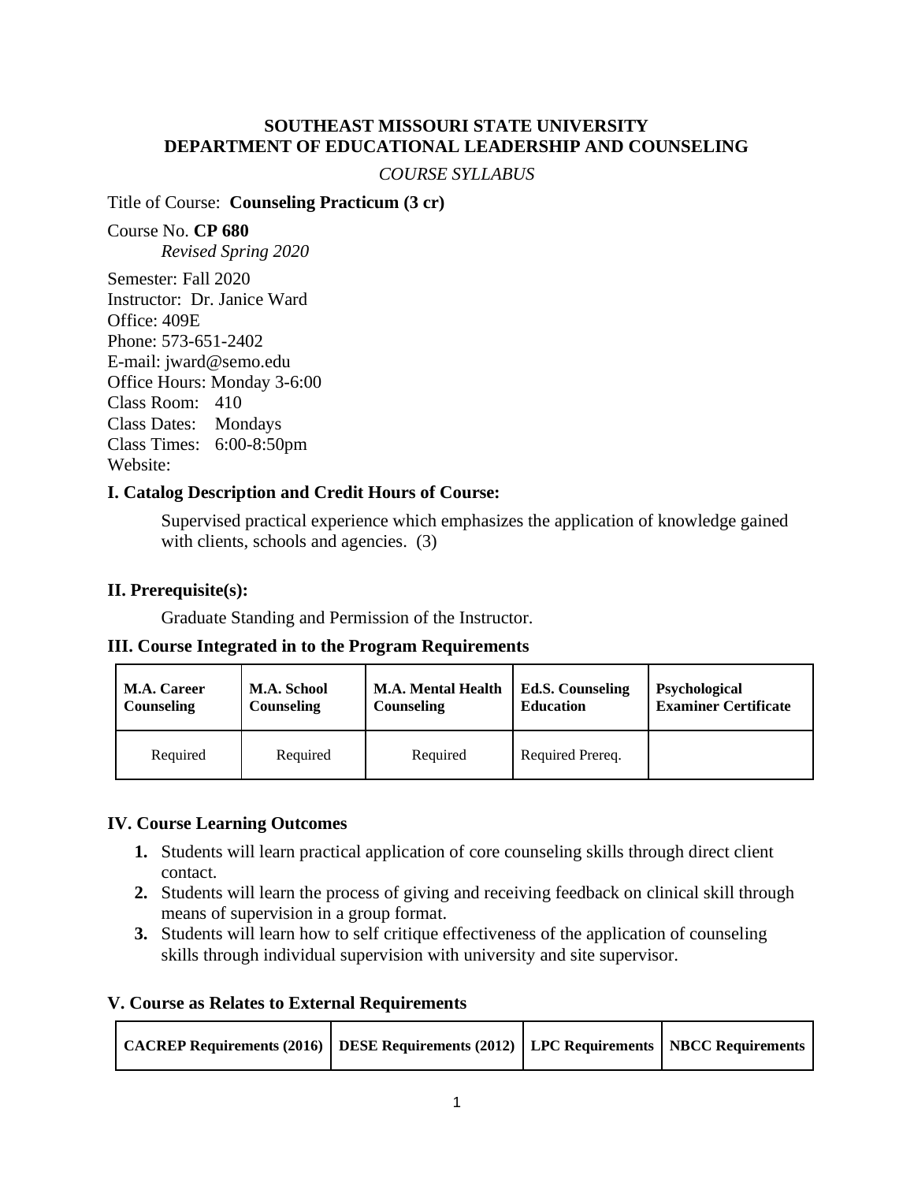**SOUTHEAST MISSOURI STATE UNIVERSITY**
**DEPARTMENT OF EDUCATIONAL LEADERSHIP AND COUNSELING**

*COURSE SYLLABUS*

Title of Course: **Counseling Practicum (3 cr)**

Course No. **CP 680**
*Revised Spring 2020*

Semester: Fall 2020
Instructor: Dr. Janice Ward
Office: 409E
Phone: 573-651-2402
E-mail: jward@semo.edu
Office Hours: Monday 3-6:00
Class Room: 410
Class Dates: Mondays
Class Times: 6:00-8:50pm
Website:

### I. Catalog Description and Credit Hours of Course:

Supervised practical experience which emphasizes the application of knowledge gained with clients, schools and agencies. (3)

### II. Prerequisite(s):

Graduate Standing and Permission of the Instructor.

### III. Course Integrated in to the Program Requirements

| M.A. Career Counseling | M.A. School Counseling | M.A. Mental Health Counseling | Ed.S. Counseling Education | Psychological Examiner Certificate |
|---|---|---|---|---|
| Required | Required | Required | Required Prereq. | |

### IV. Course Learning Outcomes

1. Students will learn practical application of core counseling skills through direct client contact.
2. Students will learn the process of giving and receiving feedback on clinical skill through means of supervision in a group format.
3. Students will learn how to self critique effectiveness of the application of counseling skills through individual supervision with university and site supervisor.

### V. Course as Relates to External Requirements

| CACREP Requirements (2016) | DESE Requirements (2012) | LPC Requirements | NBCC Requirements |
|---|---|---|---|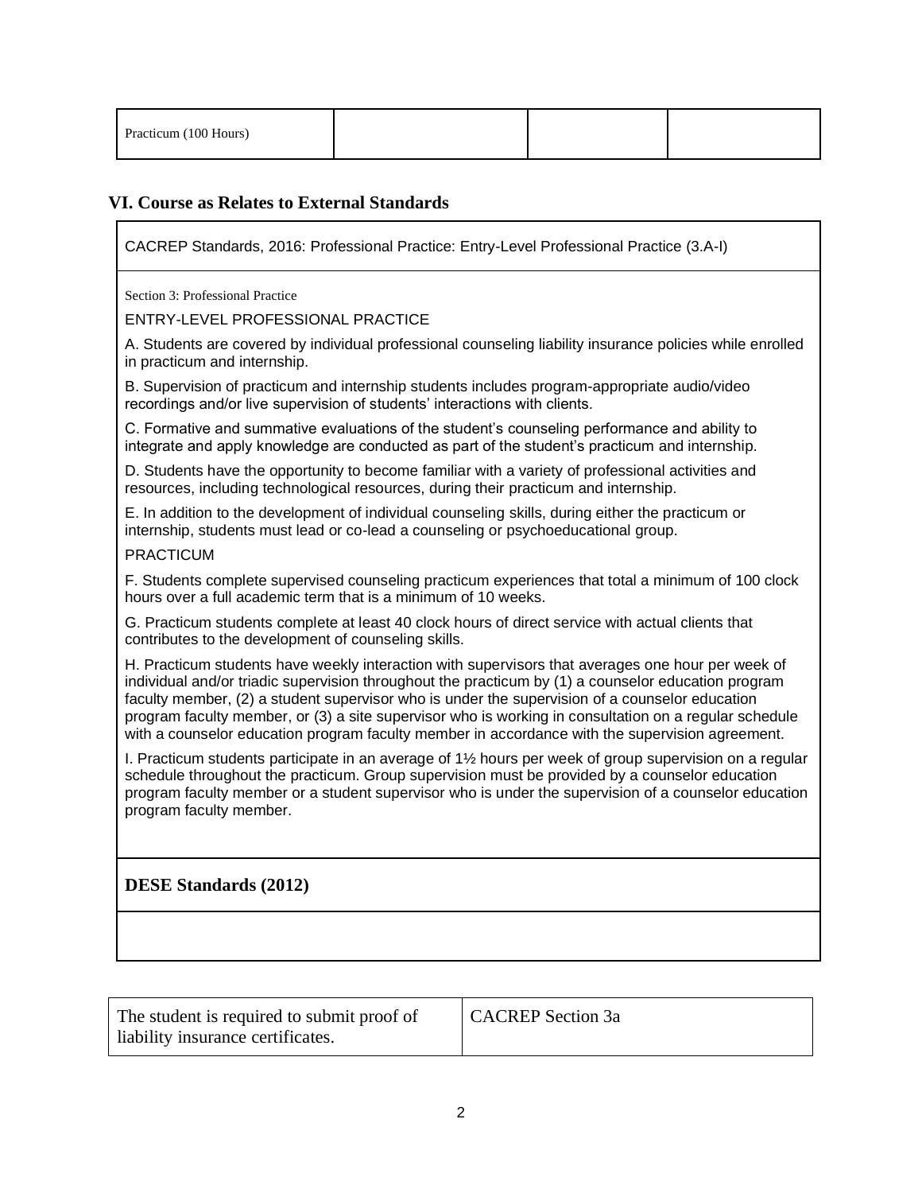| Practicum (100 Hours) | | | |
|---|---|---|---|

## VI. Course as Relates to External Standards

CACREP Standards, 2016: Professional Practice: Entry-Level Professional Practice (3.A-I)

Section 3: Professional Practice

ENTRY-LEVEL PROFESSIONAL PRACTICE

A. Students are covered by individual professional counseling liability insurance policies while enrolled in practicum and internship.

B. Supervision of practicum and internship students includes program-appropriate audio/video recordings and/or live supervision of students' interactions with clients.

C. Formative and summative evaluations of the student's counseling performance and ability to integrate and apply knowledge are conducted as part of the student's practicum and internship.

D. Students have the opportunity to become familiar with a variety of professional activities and resources, including technological resources, during their practicum and internship.

E. In addition to the development of individual counseling skills, during either the practicum or internship, students must lead or co-lead a counseling or psychoeducational group.

PRACTICUM

F. Students complete supervised counseling practicum experiences that total a minimum of 100 clock hours over a full academic term that is a minimum of 10 weeks.

G. Practicum students complete at least 40 clock hours of direct service with actual clients that contributes to the development of counseling skills.

H. Practicum students have weekly interaction with supervisors that averages one hour per week of individual and/or triadic supervision throughout the practicum by (1) a counselor education program faculty member, (2) a student supervisor who is under the supervision of a counselor education program faculty member, or (3) a site supervisor who is working in consultation on a regular schedule with a counselor education program faculty member in accordance with the supervision agreement.

I. Practicum students participate in an average of 1½ hours per week of group supervision on a regular schedule throughout the practicum. Group supervision must be provided by a counselor education program faculty member or a student supervisor who is under the supervision of a counselor education program faculty member.

**DESE Standards (2012)**

| The student is required to submit proof of liability insurance certificates. | CACREP Section 3a |
|---|---|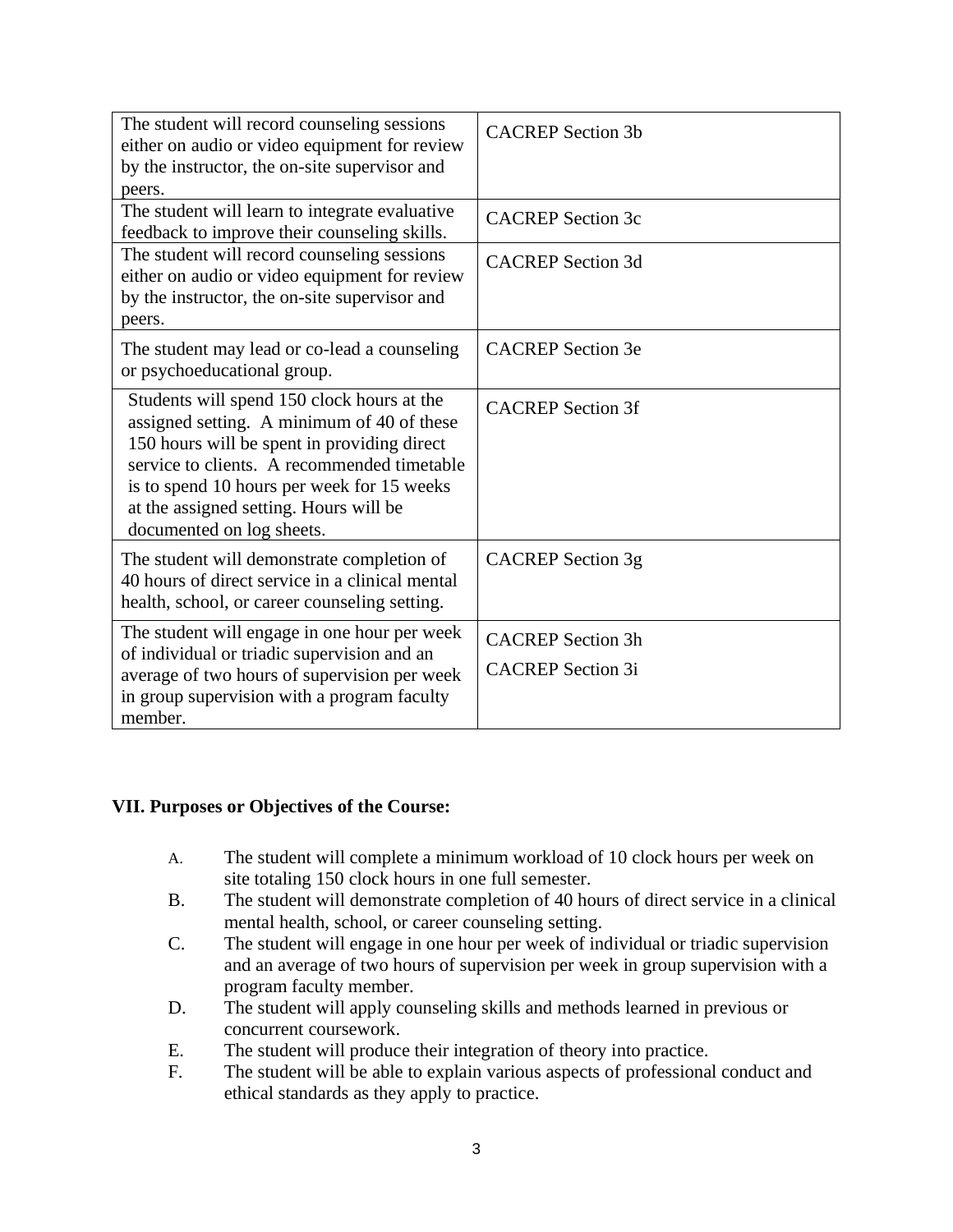| | |
|---|---|
| The student will record counseling sessions either on audio or video equipment for review by the instructor, the on-site supervisor and peers. | CACREP Section 3b |
| The student will learn to integrate evaluative feedback to improve their counseling skills. | CACREP Section 3c |
| The student will record counseling sessions either on audio or video equipment for review by the instructor, the on-site supervisor and peers. | CACREP Section 3d |
| The student may lead or co-lead a counseling or psychoeducational group. | CACREP Section 3e |
| Students will spend 150 clock hours at the assigned setting. A minimum of 40 of these 150 hours will be spent in providing direct service to clients. A recommended timetable is to spend 10 hours per week for 15 weeks at the assigned setting. Hours will be documented on log sheets. | CACREP Section 3f |
| The student will demonstrate completion of 40 hours of direct service in a clinical mental health, school, or career counseling setting. | CACREP Section 3g |
| The student will engage in one hour per week of individual or triadic supervision and an average of two hours of supervision per week in group supervision with a program faculty member. | CACREP Section 3h<br>CACREP Section 3i |

**VII. Purposes or Objectives of the Course:**

A. The student will complete a minimum workload of 10 clock hours per week on site totaling 150 clock hours in one full semester.
B. The student will demonstrate completion of 40 hours of direct service in a clinical mental health, school, or career counseling setting.
C. The student will engage in one hour per week of individual or triadic supervision and an average of two hours of supervision per week in group supervision with a program faculty member.
D. The student will apply counseling skills and methods learned in previous or concurrent coursework.
E. The student will produce their integration of theory into practice.
F. The student will be able to explain various aspects of professional conduct and ethical standards as they apply to practice.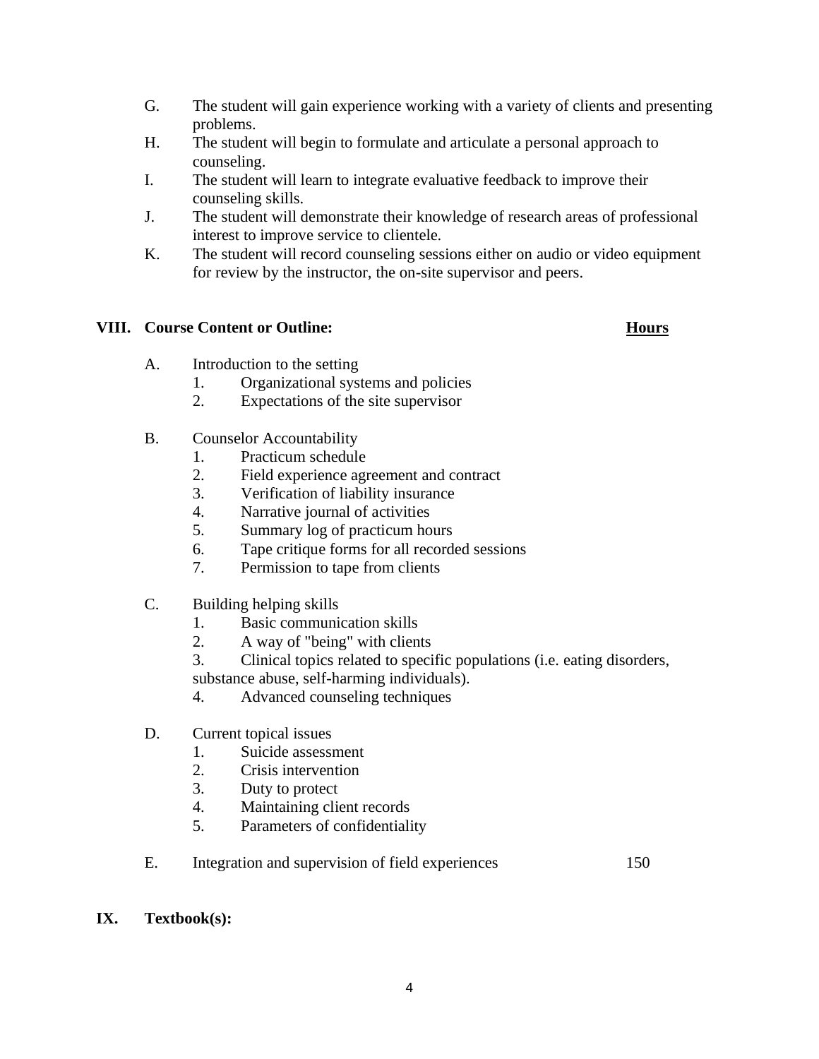G. The student will gain experience working with a variety of clients and presenting problems.

H. The student will begin to formulate and articulate a personal approach to counseling.

I. The student will learn to integrate evaluative feedback to improve their counseling skills.

J. The student will demonstrate their knowledge of research areas of professional interest to improve service to clientele.

K. The student will record counseling sessions either on audio or video equipment for review by the instructor, the on-site supervisor and peers.

## VIII. Course Content or Outline: **Hours**

A. Introduction to the setting
   1. Organizational systems and policies
   2. Expectations of the site supervisor

B. Counselor Accountability
   1. Practicum schedule
   2. Field experience agreement and contract
   3. Verification of liability insurance
   4. Narrative journal of activities
   5. Summary log of practicum hours
   6. Tape critique forms for all recorded sessions
   7. Permission to tape from clients

C. Building helping skills
   1. Basic communication skills
   2. A way of "being" with clients
   3. Clinical topics related to specific populations (i.e. eating disorders, substance abuse, self-harming individuals).
   4. Advanced counseling techniques

D. Current topical issues
   1. Suicide assessment
   2. Crisis intervention
   3. Duty to protect
   4. Maintaining client records
   5. Parameters of confidentiality

E. Integration and supervision of field experiences — 150

## IX. Textbook(s):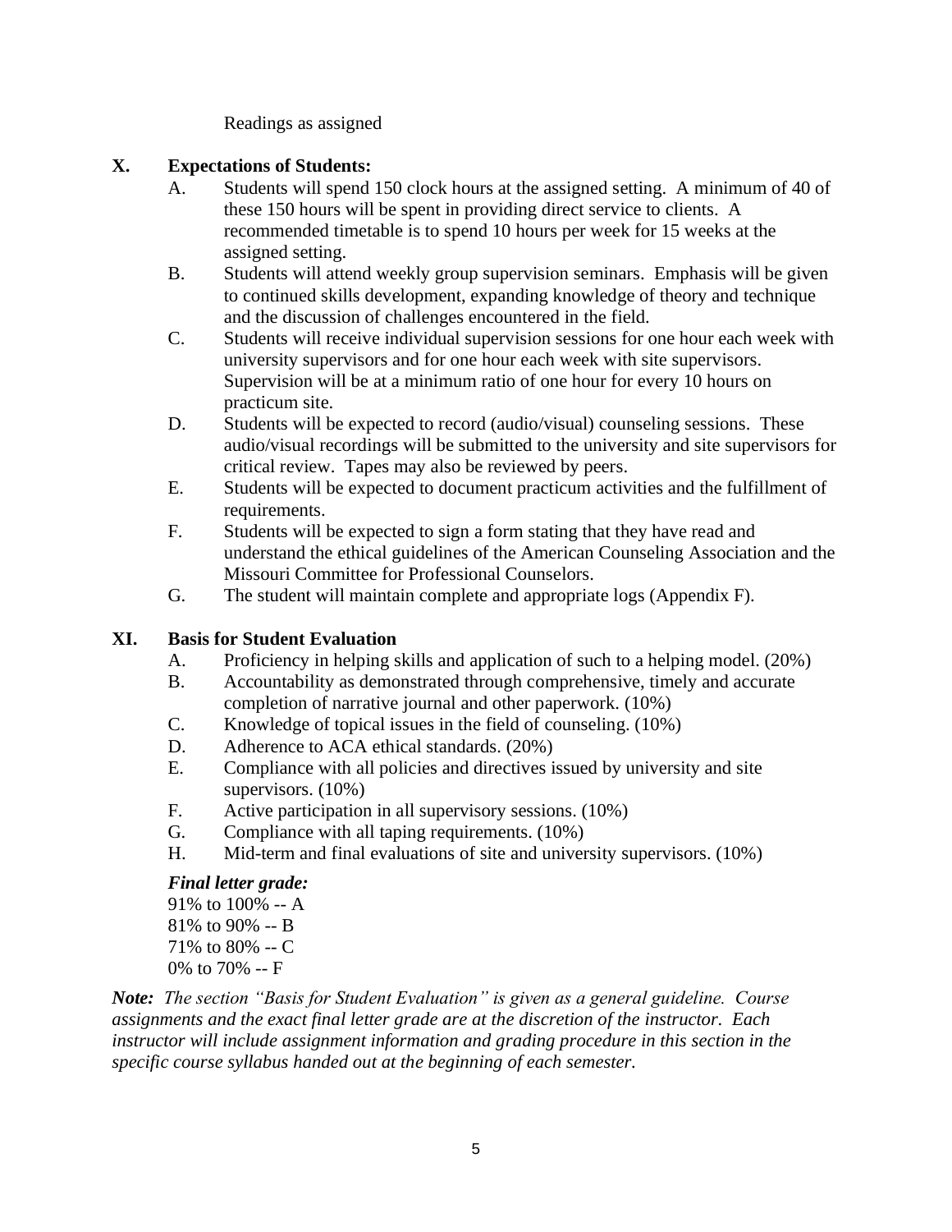Readings as assigned

## X. Expectations of Students:

A. Students will spend 150 clock hours at the assigned setting. A minimum of 40 of these 150 hours will be spent in providing direct service to clients. A recommended timetable is to spend 10 hours per week for 15 weeks at the assigned setting.

B. Students will attend weekly group supervision seminars. Emphasis will be given to continued skills development, expanding knowledge of theory and technique and the discussion of challenges encountered in the field.

C. Students will receive individual supervision sessions for one hour each week with university supervisors and for one hour each week with site supervisors. Supervision will be at a minimum ratio of one hour for every 10 hours on practicum site.

D. Students will be expected to record (audio/visual) counseling sessions. These audio/visual recordings will be submitted to the university and site supervisors for critical review. Tapes may also be reviewed by peers.

E. Students will be expected to document practicum activities and the fulfillment of requirements.

F. Students will be expected to sign a form stating that they have read and understand the ethical guidelines of the American Counseling Association and the Missouri Committee for Professional Counselors.

G. The student will maintain complete and appropriate logs (Appendix F).

## XI. Basis for Student Evaluation

A. Proficiency in helping skills and application of such to a helping model. (20%)

B. Accountability as demonstrated through comprehensive, timely and accurate completion of narrative journal and other paperwork. (10%)

C. Knowledge of topical issues in the field of counseling. (10%)

D. Adherence to ACA ethical standards. (20%)

E. Compliance with all policies and directives issued by university and site supervisors. (10%)

F. Active participation in all supervisory sessions. (10%)

G. Compliance with all taping requirements. (10%)

H. Mid-term and final evaluations of site and university supervisors. (10%)

***Final letter grade:***

91% to 100% -- A
81% to 90% -- B
71% to 80% -- C
0% to 70% -- F

***Note:*** *The section "Basis for Student Evaluation" is given as a general guideline. Course assignments and the exact final letter grade are at the discretion of the instructor. Each instructor will include assignment information and grading procedure in this section in the specific course syllabus handed out at the beginning of each semester.*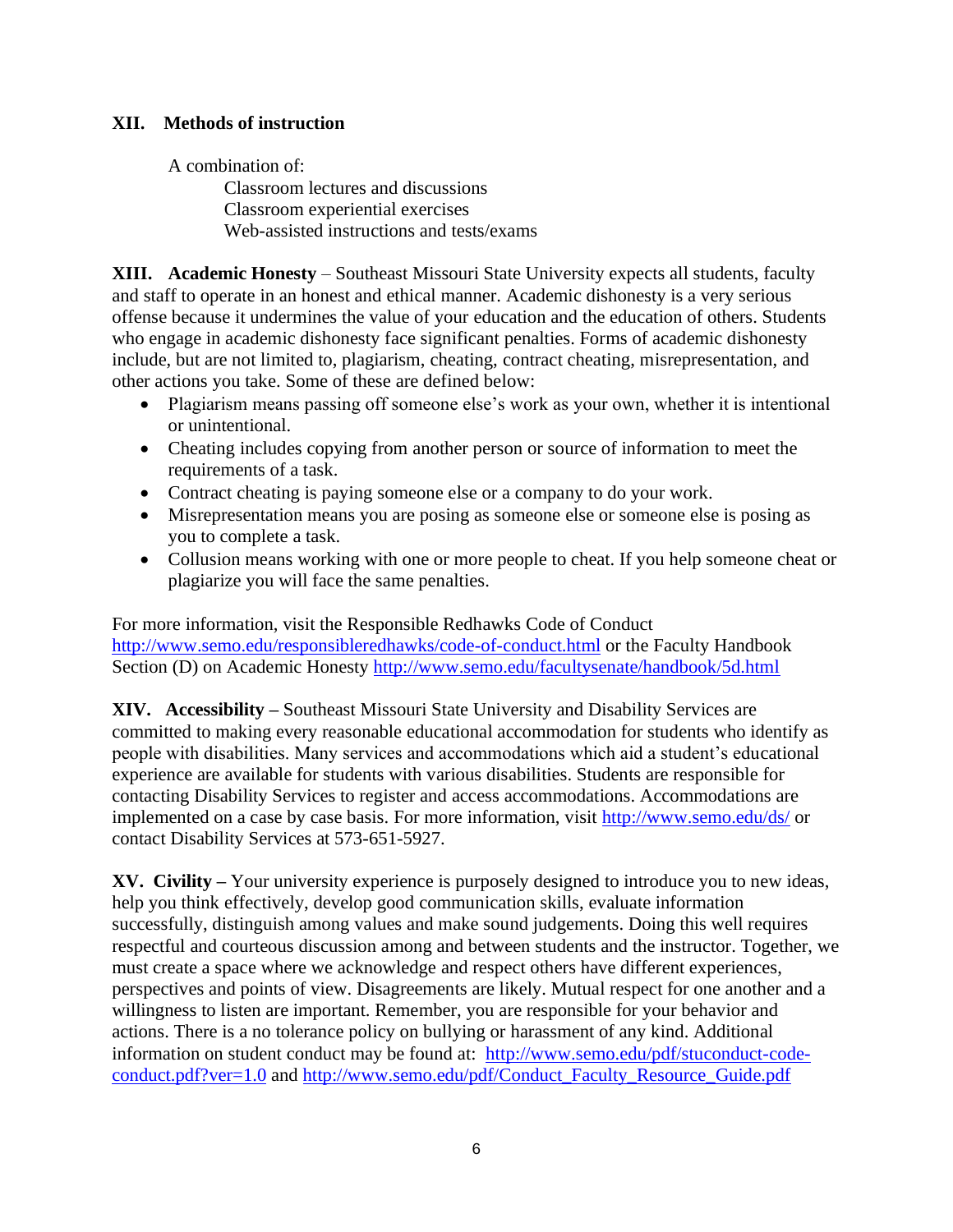**XII. Methods of instruction**

A combination of:

Classroom lectures and discussions
Classroom experiential exercises
Web-assisted instructions and tests/exams

**XIII. Academic Honesty** – Southeast Missouri State University expects all students, faculty and staff to operate in an honest and ethical manner. Academic dishonesty is a very serious offense because it undermines the value of your education and the education of others. Students who engage in academic dishonesty face significant penalties. Forms of academic dishonesty include, but are not limited to, plagiarism, cheating, contract cheating, misrepresentation, and other actions you take. Some of these are defined below:

- Plagiarism means passing off someone else's work as your own, whether it is intentional or unintentional.
- Cheating includes copying from another person or source of information to meet the requirements of a task.
- Contract cheating is paying someone else or a company to do your work.
- Misrepresentation means you are posing as someone else or someone else is posing as you to complete a task.
- Collusion means working with one or more people to cheat. If you help someone cheat or plagiarize you will face the same penalties.

For more information, visit the Responsible Redhawks Code of Conduct http://www.semo.edu/responsibleredhawks/code-of-conduct.html or the Faculty Handbook Section (D) on Academic Honesty http://www.semo.edu/facultysenate/handbook/5d.html

**XIV. Accessibility –** Southeast Missouri State University and Disability Services are committed to making every reasonable educational accommodation for students who identify as people with disabilities. Many services and accommodations which aid a student's educational experience are available for students with various disabilities. Students are responsible for contacting Disability Services to register and access accommodations. Accommodations are implemented on a case by case basis. For more information, visit http://www.semo.edu/ds/ or contact Disability Services at 573-651-5927.

**XV. Civility –** Your university experience is purposely designed to introduce you to new ideas, help you think effectively, develop good communication skills, evaluate information successfully, distinguish among values and make sound judgements. Doing this well requires respectful and courteous discussion among and between students and the instructor. Together, we must create a space where we acknowledge and respect others have different experiences, perspectives and points of view. Disagreements are likely. Mutual respect for one another and a willingness to listen are important. Remember, you are responsible for your behavior and actions. There is a no tolerance policy on bullying or harassment of any kind. Additional information on student conduct may be found at: http://www.semo.edu/pdf/stuconduct-code-conduct.pdf?ver=1.0 and http://www.semo.edu/pdf/Conduct_Faculty_Resource_Guide.pdf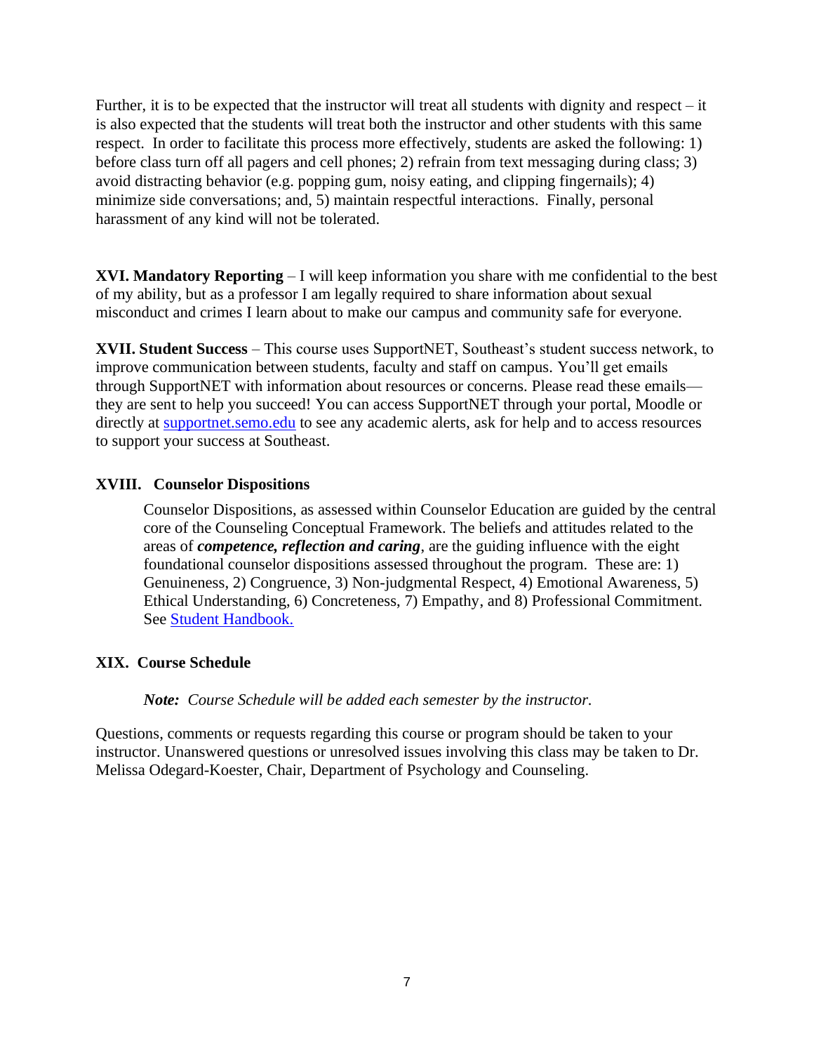Further, it is to be expected that the instructor will treat all students with dignity and respect – it is also expected that the students will treat both the instructor and other students with this same respect. In order to facilitate this process more effectively, students are asked the following: 1) before class turn off all pagers and cell phones; 2) refrain from text messaging during class; 3) avoid distracting behavior (e.g. popping gum, noisy eating, and clipping fingernails); 4) minimize side conversations; and, 5) maintain respectful interactions. Finally, personal harassment of any kind will not be tolerated.

**XVI. Mandatory Reporting** – I will keep information you share with me confidential to the best of my ability, but as a professor I am legally required to share information about sexual misconduct and crimes I learn about to make our campus and community safe for everyone.

**XVII. Student Success** – This course uses SupportNET, Southeast's student success network, to improve communication between students, faculty and staff on campus. You'll get emails through SupportNET with information about resources or concerns. Please read these emails—they are sent to help you succeed! You can access SupportNET through your portal, Moodle or directly at [supportnet.semo.edu](supportnet.semo.edu) to see any academic alerts, ask for help and to access resources to support your success at Southeast.

## XVIII. Counselor Dispositions

Counselor Dispositions, as assessed within Counselor Education are guided by the central core of the Counseling Conceptual Framework. The beliefs and attitudes related to the areas of ***competence, reflection and caring***, are the guiding influence with the eight foundational counselor dispositions assessed throughout the program. These are: 1) Genuineness, 2) Congruence, 3) Non-judgmental Respect, 4) Emotional Awareness, 5) Ethical Understanding, 6) Concreteness, 7) Empathy, and 8) Professional Commitment. See [Student Handbook.]()

## XIX. Course Schedule

***Note:*** *Course Schedule will be added each semester by the instructor.*

Questions, comments or requests regarding this course or program should be taken to your instructor. Unanswered questions or unresolved issues involving this class may be taken to Dr. Melissa Odegard-Koester, Chair, Department of Psychology and Counseling.